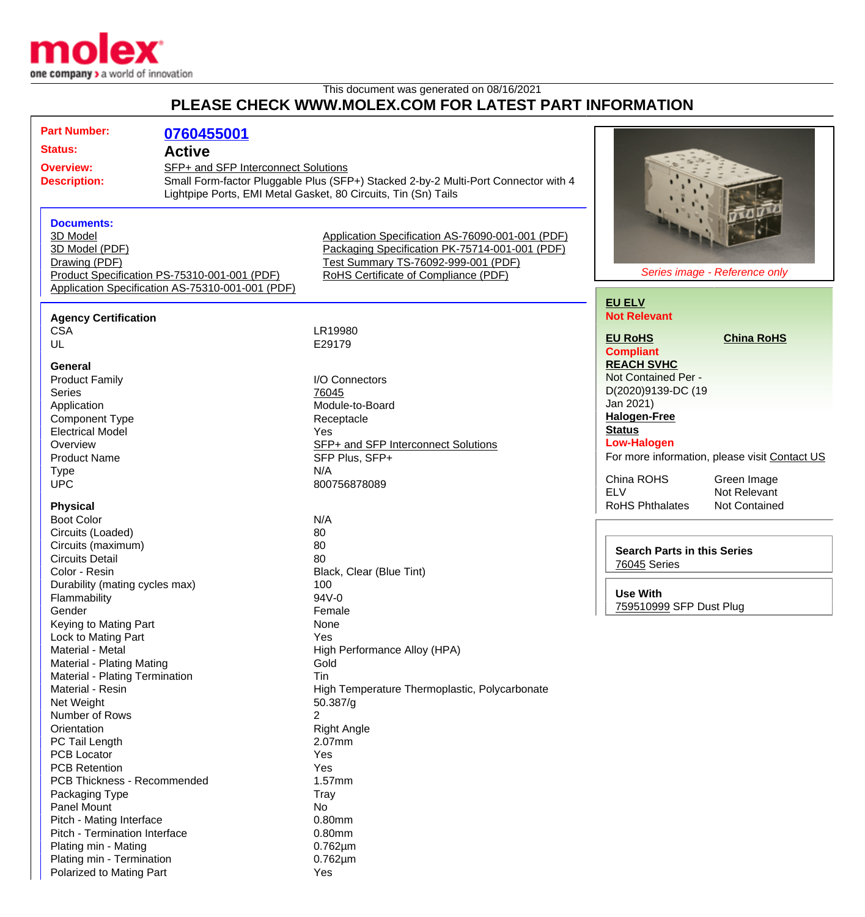This document was generated on 08/16/2021

# PLEASE CHECK WWW.MOLEX.COM FOR LATEST PART INFORMATION

**Part Number:** 0760455001

**Status:** Active

**Overview:** SFP+ and SFP Interconnect Solutions

**Description:** Small Form-factor Pluggable Plus (SFP+) Stacked 2-by-2 Multi-Port Connector with 4 Lightpipe Ports, EMI Metal Gasket, 80 Circuits, Tin (Sn) Tails

**Documents:**

- 3D Model
- 3D Model (PDF)
- Drawing (PDF)
- Product Specification PS-75310-001-001 (PDF)
- Application Specification AS-75310-001-001 (PDF)
- Application Specification AS-76090-001-001 (PDF)
- Packaging Specification PK-75714-001-001 (PDF)
- Test Summary TS-76092-999-001 (PDF)
- RoHS Certificate of Compliance (PDF)

*Series image - Reference only*

**EU ELV**
Not Relevant

**EU RoHS** | **China RoHS**
Compliant

**REACH SVHC**
Not Contained Per - D(2020)9139-DC (19 Jan 2021)

**Halogen-Free Status**
Low-Halogen

For more information, please visit Contact US

| | |
|---|---|
| China ROHS | Green Image |
| ELV | Not Relevant |
| RoHS Phthalates | Not Contained |

**Search Parts in this Series**
76045 Series

**Use With**
759510999 SFP Dust Plug

### Agency Certification

| | |
|---|---|
| CSA | LR19980 |
| UL | E29179 |

### General

| | |
|---|---|
| Product Family | I/O Connectors |
| Series | 76045 |
| Application | Module-to-Board |
| Component Type | Receptacle |
| Electrical Model | Yes |
| Overview | SFP+ and SFP Interconnect Solutions |
| Product Name | SFP Plus, SFP+ |
| Type | N/A |
| UPC | 800756878089 |

### Physical

| | |
|---|---|
| Boot Color | N/A |
| Circuits (Loaded) | 80 |
| Circuits (maximum) | 80 |
| Circuits Detail | 80 |
| Color - Resin | Black, Clear (Blue Tint) |
| Durability (mating cycles max) | 100 |
| Flammability | 94V-0 |
| Gender | Female |
| Keying to Mating Part | None |
| Lock to Mating Part | Yes |
| Material - Metal | High Performance Alloy (HPA) |
| Material - Plating Mating | Gold |
| Material - Plating Termination | Tin |
| Material - Resin | High Temperature Thermoplastic, Polycarbonate |
| Net Weight | 50.387/g |
| Number of Rows | 2 |
| Orientation | Right Angle |
| PC Tail Length | 2.07mm |
| PCB Locator | Yes |
| PCB Retention | Yes |
| PCB Thickness - Recommended | 1.57mm |
| Packaging Type | Tray |
| Panel Mount | No |
| Pitch - Mating Interface | 0.80mm |
| Pitch - Termination Interface | 0.80mm |
| Plating min - Mating | 0.762µm |
| Plating min - Termination | 0.762µm |
| Polarized to Mating Part | Yes |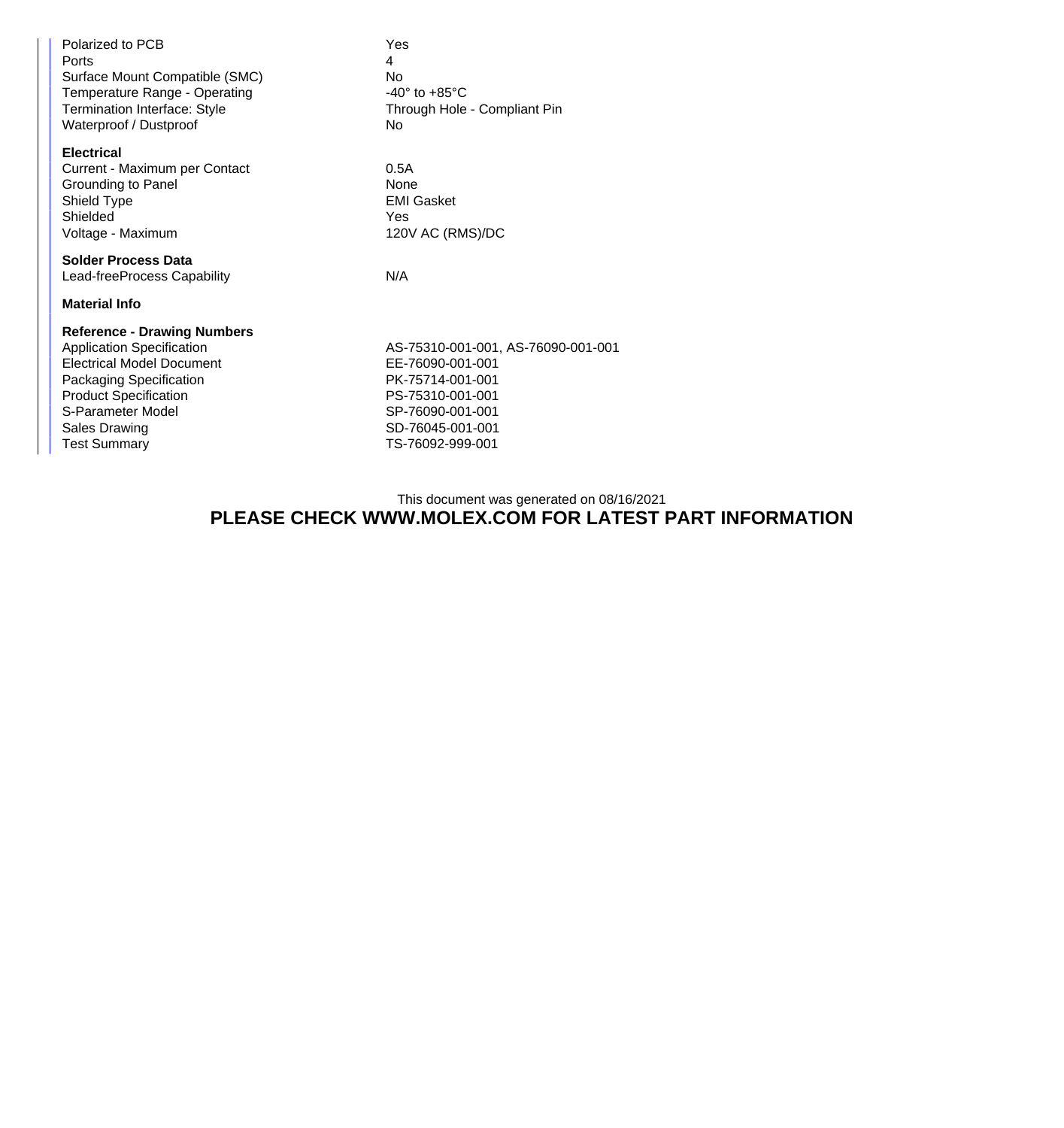| | |
|---|---|
| Polarized to PCB | Yes |
| Ports | 4 |
| Surface Mount Compatible (SMC) | No |
| Temperature Range - Operating | -40° to +85°C |
| Termination Interface: Style | Through Hole - Compliant Pin |
| Waterproof / Dustproof | No |

**Electrical**

| | |
|---|---|
| Current - Maximum per Contact | 0.5A |
| Grounding to Panel | None |
| Shield Type | EMI Gasket |
| Shielded | Yes |
| Voltage - Maximum | 120V AC (RMS)/DC |

**Solder Process Data**

| | |
|---|---|
| Lead-freeProcess Capability | N/A |

**Material Info**

**Reference - Drawing Numbers**

| | |
|---|---|
| Application Specification | AS-75310-001-001, AS-76090-001-001 |
| Electrical Model Document | EE-76090-001-001 |
| Packaging Specification | PK-75714-001-001 |
| Product Specification | PS-75310-001-001 |
| S-Parameter Model | SP-76090-001-001 |
| Sales Drawing | SD-76045-001-001 |
| Test Summary | TS-76092-999-001 |

This document was generated on 08/16/2021

**PLEASE CHECK WWW.MOLEX.COM FOR LATEST PART INFORMATION**